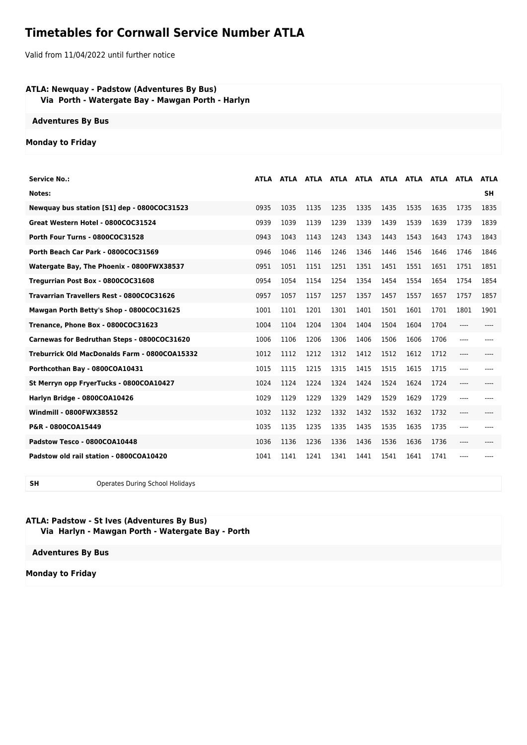# Timetables for Cornwall Service Number ATLA

Valid from 11/04/2022 until further notice

**ATLA: Newquay - Padstow (Adventures By Bus)**
**Via Porth - Watergate Bay - Mawgan Porth - Harlyn**

**Adventures By Bus**

**Monday to Friday**

| Service No.: | ATLA | ATLA | ATLA | ATLA | ATLA | ATLA | ATLA | ATLA | ATLA | ATLA |
|---|---|---|---|---|---|---|---|---|---|---|
| Notes: | | | | | | | | | | SH |
| Newquay bus station [S1] dep - 0800COC31523 | 0935 | 1035 | 1135 | 1235 | 1335 | 1435 | 1535 | 1635 | 1735 | 1835 |
| Great Western Hotel - 0800COC31524 | 0939 | 1039 | 1139 | 1239 | 1339 | 1439 | 1539 | 1639 | 1739 | 1839 |
| Porth Four Turns - 0800COC31528 | 0943 | 1043 | 1143 | 1243 | 1343 | 1443 | 1543 | 1643 | 1743 | 1843 |
| Porth Beach Car Park - 0800COC31569 | 0946 | 1046 | 1146 | 1246 | 1346 | 1446 | 1546 | 1646 | 1746 | 1846 |
| Watergate Bay, The Phoenix - 0800FWX38537 | 0951 | 1051 | 1151 | 1251 | 1351 | 1451 | 1551 | 1651 | 1751 | 1851 |
| Tregurrian Post Box - 0800COC31608 | 0954 | 1054 | 1154 | 1254 | 1354 | 1454 | 1554 | 1654 | 1754 | 1854 |
| Travarrian Travellers Rest - 0800COC31626 | 0957 | 1057 | 1157 | 1257 | 1357 | 1457 | 1557 | 1657 | 1757 | 1857 |
| Mawgan Porth Betty's Shop - 0800COC31625 | 1001 | 1101 | 1201 | 1301 | 1401 | 1501 | 1601 | 1701 | 1801 | 1901 |
| Trenance, Phone Box - 0800COC31623 | 1004 | 1104 | 1204 | 1304 | 1404 | 1504 | 1604 | 1704 | ---- | ---- |
| Carnewas for Bedruthan Steps - 0800COC31620 | 1006 | 1106 | 1206 | 1306 | 1406 | 1506 | 1606 | 1706 | ---- | ---- |
| Treburrick Old MacDonalds Farm - 0800COA15332 | 1012 | 1112 | 1212 | 1312 | 1412 | 1512 | 1612 | 1712 | ---- | ---- |
| Porthcothan Bay - 0800COA10431 | 1015 | 1115 | 1215 | 1315 | 1415 | 1515 | 1615 | 1715 | ---- | ---- |
| St Merryn opp FryerTucks - 0800COA10427 | 1024 | 1124 | 1224 | 1324 | 1424 | 1524 | 1624 | 1724 | ---- | ---- |
| Harlyn Bridge - 0800COA10426 | 1029 | 1129 | 1229 | 1329 | 1429 | 1529 | 1629 | 1729 | ---- | ---- |
| Windmill - 0800FWX38552 | 1032 | 1132 | 1232 | 1332 | 1432 | 1532 | 1632 | 1732 | ---- | ---- |
| P&R - 0800COA15449 | 1035 | 1135 | 1235 | 1335 | 1435 | 1535 | 1635 | 1735 | ---- | ---- |
| Padstow Tesco - 0800COA10448 | 1036 | 1136 | 1236 | 1336 | 1436 | 1536 | 1636 | 1736 | ---- | ---- |
| Padstow old rail station - 0800COA10420 | 1041 | 1141 | 1241 | 1341 | 1441 | 1541 | 1641 | 1741 | ---- | ---- |

| SH | Operates During School Holidays |
|---|---|

**ATLA: Padstow - St Ives (Adventures By Bus)**
**Via Harlyn - Mawgan Porth - Watergate Bay - Porth**

**Adventures By Bus**

**Monday to Friday**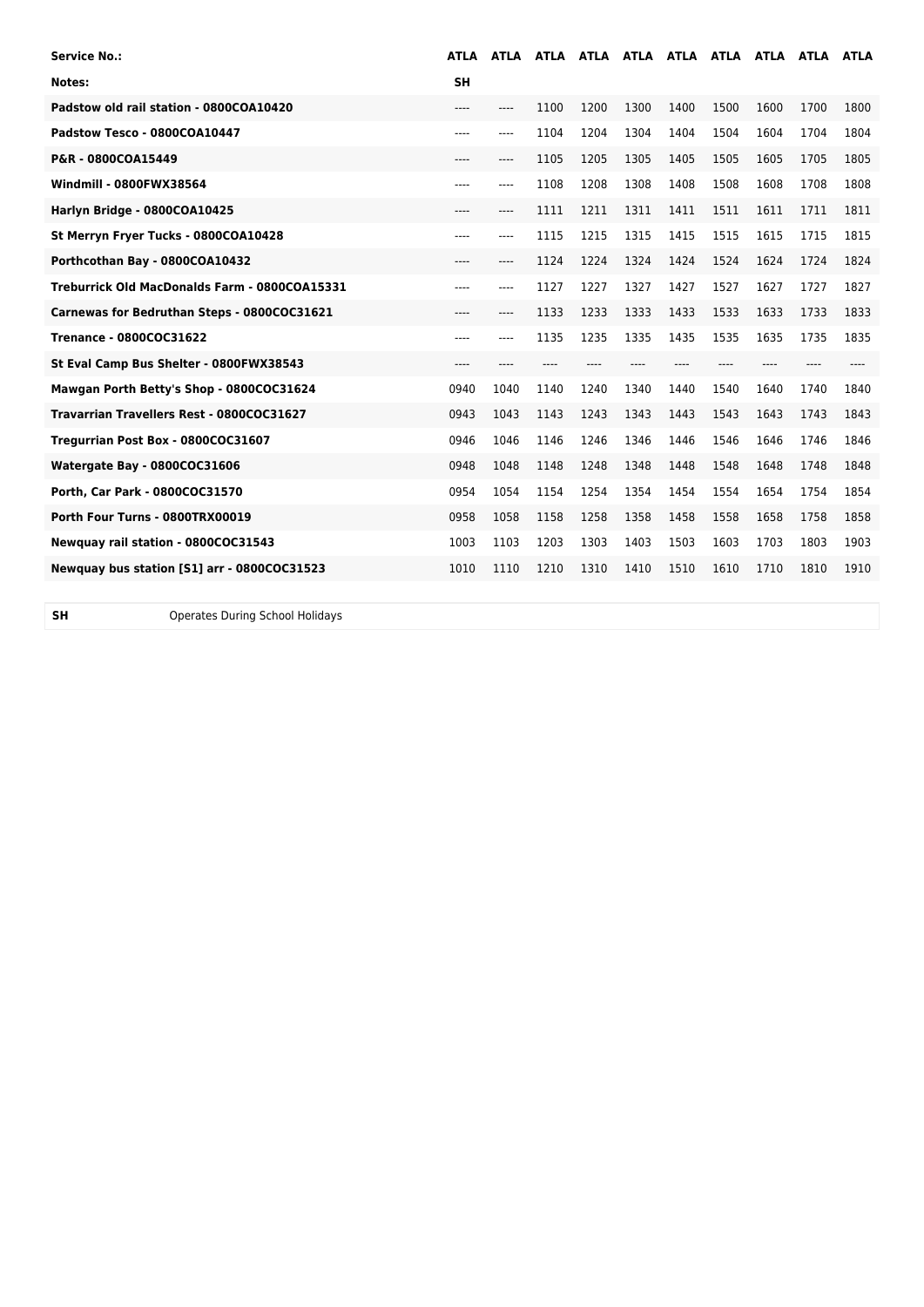| Service No.: | ATLA | ATLA | ATLA | ATLA | ATLA | ATLA | ATLA | ATLA | ATLA | ATLA |
|---|---|---|---|---|---|---|---|---|---|---|
| Notes: | SH | | | | | | | | | |
| Padstow old rail station - 0800COA10420 | ---- | ---- | 1100 | 1200 | 1300 | 1400 | 1500 | 1600 | 1700 | 1800 |
| Padstow Tesco - 0800COA10447 | ---- | ---- | 1104 | 1204 | 1304 | 1404 | 1504 | 1604 | 1704 | 1804 |
| P&R - 0800COA15449 | ---- | ---- | 1105 | 1205 | 1305 | 1405 | 1505 | 1605 | 1705 | 1805 |
| Windmill - 0800FWX38564 | ---- | ---- | 1108 | 1208 | 1308 | 1408 | 1508 | 1608 | 1708 | 1808 |
| Harlyn Bridge - 0800COA10425 | ---- | ---- | 1111 | 1211 | 1311 | 1411 | 1511 | 1611 | 1711 | 1811 |
| St Merryn Fryer Tucks - 0800COA10428 | ---- | ---- | 1115 | 1215 | 1315 | 1415 | 1515 | 1615 | 1715 | 1815 |
| Porthcothan Bay - 0800COA10432 | ---- | ---- | 1124 | 1224 | 1324 | 1424 | 1524 | 1624 | 1724 | 1824 |
| Treburrick Old MacDonalds Farm - 0800COA15331 | ---- | ---- | 1127 | 1227 | 1327 | 1427 | 1527 | 1627 | 1727 | 1827 |
| Carnewas for Bedruthan Steps - 0800COC31621 | ---- | ---- | 1133 | 1233 | 1333 | 1433 | 1533 | 1633 | 1733 | 1833 |
| Trenance - 0800COC31622 | ---- | ---- | 1135 | 1235 | 1335 | 1435 | 1535 | 1635 | 1735 | 1835 |
| St Eval Camp Bus Shelter - 0800FWX38543 | ---- | ---- | ---- | ---- | ---- | ---- | ---- | ---- | ---- | ---- |
| Mawgan Porth Betty's Shop - 0800COC31624 | 0940 | 1040 | 1140 | 1240 | 1340 | 1440 | 1540 | 1640 | 1740 | 1840 |
| Travarrian Travellers Rest - 0800COC31627 | 0943 | 1043 | 1143 | 1243 | 1343 | 1443 | 1543 | 1643 | 1743 | 1843 |
| Tregurrian Post Box - 0800COC31607 | 0946 | 1046 | 1146 | 1246 | 1346 | 1446 | 1546 | 1646 | 1746 | 1846 |
| Watergate Bay - 0800COC31606 | 0948 | 1048 | 1148 | 1248 | 1348 | 1448 | 1548 | 1648 | 1748 | 1848 |
| Porth, Car Park - 0800COC31570 | 0954 | 1054 | 1154 | 1254 | 1354 | 1454 | 1554 | 1654 | 1754 | 1854 |
| Porth Four Turns - 0800TRX00019 | 0958 | 1058 | 1158 | 1258 | 1358 | 1458 | 1558 | 1658 | 1758 | 1858 |
| Newquay rail station - 0800COC31543 | 1003 | 1103 | 1203 | 1303 | 1403 | 1503 | 1603 | 1703 | 1803 | 1903 |
| Newquay bus station [S1] arr - 0800COC31523 | 1010 | 1110 | 1210 | 1310 | 1410 | 1510 | 1610 | 1710 | 1810 | 1910 |

| | |
|---|---|
| SH | Operates During School Holidays |